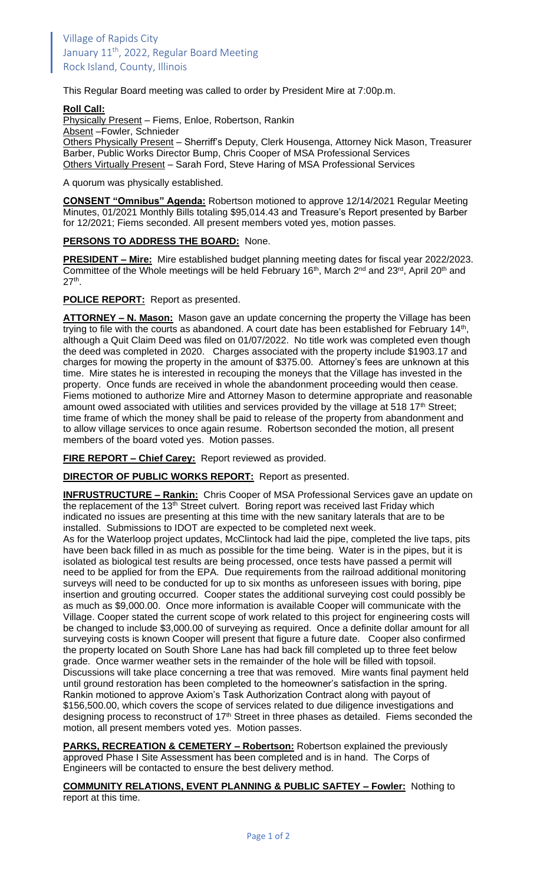Village of Rapids City
January 11th, 2022, Regular Board Meeting
Rock Island, County, Illinois

This Regular Board meeting was called to order by President Mire at 7:00p.m.

**Roll Call:**
Physically Present – Fiems, Enloe, Robertson, Rankin
Absent –Fowler, Schnieder
Others Physically Present – Sherriff's Deputy, Clerk Housenga, Attorney Nick Mason, Treasurer Barber, Public Works Director Bump, Chris Cooper of MSA Professional Services
Others Virtually Present – Sarah Ford, Steve Haring of MSA Professional Services

A quorum was physically established.

**CONSENT "Omnibus" Agenda:** Robertson motioned to approve 12/14/2021 Regular Meeting Minutes, 01/2021 Monthly Bills totaling $95,014.43 and Treasure's Report presented by Barber for 12/2021; Fiems seconded. All present members voted yes, motion passes.

**PERSONS TO ADDRESS THE BOARD:** None.

**PRESIDENT – Mire:** Mire established budget planning meeting dates for fiscal year 2022/2023. Committee of the Whole meetings will be held February 16th, March 2nd and 23rd, April 20th and 27th.

**POLICE REPORT:** Report as presented.

**ATTORNEY – N. Mason:** Mason gave an update concerning the property the Village has been trying to file with the courts as abandoned. A court date has been established for February 14th, although a Quit Claim Deed was filed on 01/07/2022. No title work was completed even though the deed was completed in 2020. Charges associated with the property include $1903.17 and charges for mowing the property in the amount of $375.00. Attorney's fees are unknown at this time. Mire states he is interested in recouping the moneys that the Village has invested in the property. Once funds are received in whole the abandonment proceeding would then cease. Fiems motioned to authorize Mire and Attorney Mason to determine appropriate and reasonable amount owed associated with utilities and services provided by the village at 518 17th Street; time frame of which the money shall be paid to release of the property from abandonment and to allow village services to once again resume. Robertson seconded the motion, all present members of the board voted yes. Motion passes.

**FIRE REPORT – Chief Carey:** Report reviewed as provided.

**DIRECTOR OF PUBLIC WORKS REPORT:** Report as presented.

**INFRUSTRUCTURE – Rankin:** Chris Cooper of MSA Professional Services gave an update on the replacement of the 13th Street culvert. Boring report was received last Friday which indicated no issues are presenting at this time with the new sanitary laterals that are to be installed. Submissions to IDOT are expected to be completed next week.
As for the Waterloop project updates, McClintock had laid the pipe, completed the live taps, pits have been back filled in as much as possible for the time being. Water is in the pipes, but it is isolated as biological test results are being processed, once tests have passed a permit will need to be applied for from the EPA. Due requirements from the railroad additional monitoring surveys will need to be conducted for up to six months as unforeseen issues with boring, pipe insertion and grouting occurred. Cooper states the additional surveying cost could possibly be as much as $9,000.00. Once more information is available Cooper will communicate with the Village. Cooper stated the current scope of work related to this project for engineering costs will be changed to include $3,000.00 of surveying as required. Once a definite dollar amount for all surveying costs is known Cooper will present that figure a future date. Cooper also confirmed the property located on South Shore Lane has had back fill completed up to three feet below grade. Once warmer weather sets in the remainder of the hole will be filled with topsoil. Discussions will take place concerning a tree that was removed. Mire wants final payment held until ground restoration has been completed to the homeowner's satisfaction in the spring. Rankin motioned to approve Axiom's Task Authorization Contract along with payout of $156,500.00, which covers the scope of services related to due diligence investigations and designing process to reconstruct of 17th Street in three phases as detailed. Fiems seconded the motion, all present members voted yes. Motion passes.

**PARKS, RECREATION & CEMETERY – Robertson:** Robertson explained the previously approved Phase I Site Assessment has been completed and is in hand. The Corps of Engineers will be contacted to ensure the best delivery method.

**COMMUNITY RELATIONS, EVENT PLANNING & PUBLIC SAFTEY – Fowler:** Nothing to report at this time.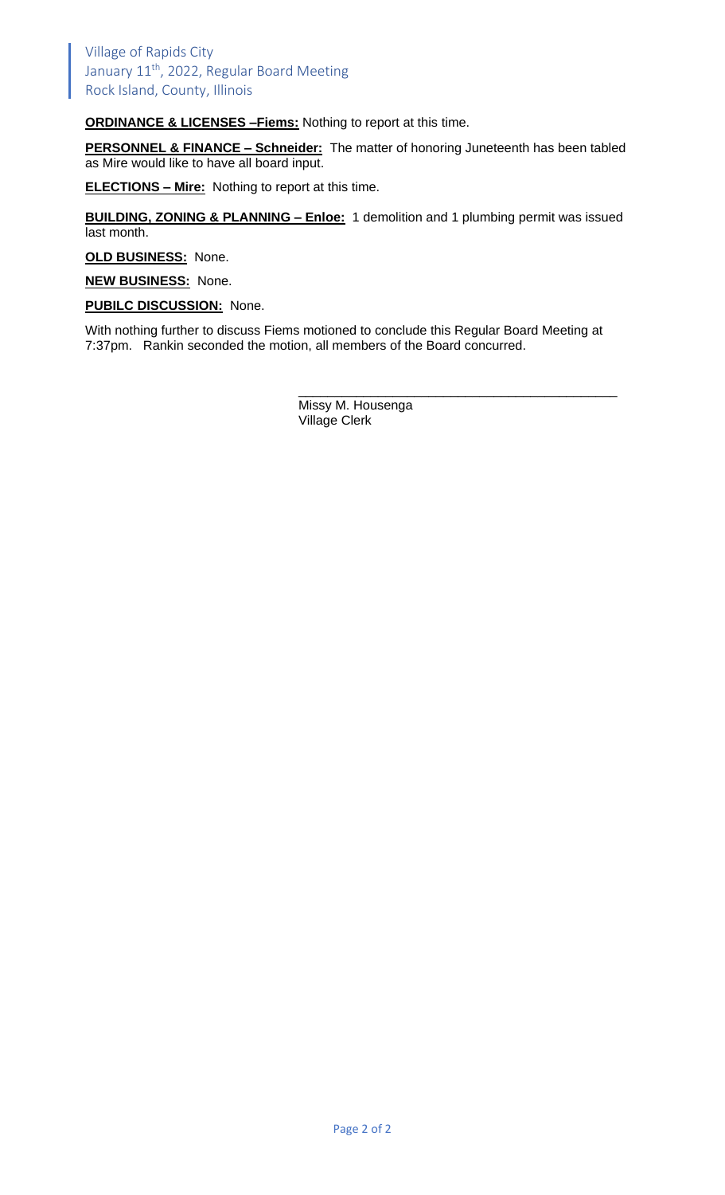**ORDINANCE & LICENSES –Fiems:** Nothing to report at this time.

**PERSONNEL & FINANCE – Schneider:** The matter of honoring Juneteenth has been tabled as Mire would like to have all board input.

**ELECTIONS – Mire:** Nothing to report at this time.

**BUILDING, ZONING & PLANNING – Enloe:** 1 demolition and 1 plumbing permit was issued last month.

**OLD BUSINESS:** None.

**NEW BUSINESS:** None.

**PUBILC DISCUSSION:** None.

With nothing further to discuss Fiems motioned to conclude this Regular Board Meeting at 7:37pm. Rankin seconded the motion, all members of the Board concurred.

\_\_\_\_\_\_\_\_\_\_\_\_\_\_\_\_\_\_\_\_\_\_\_\_\_\_\_\_\_\_\_\_\_\_\_\_\_\_\_\_\_\_\_\_

Missy M. Housenga
Village Clerk